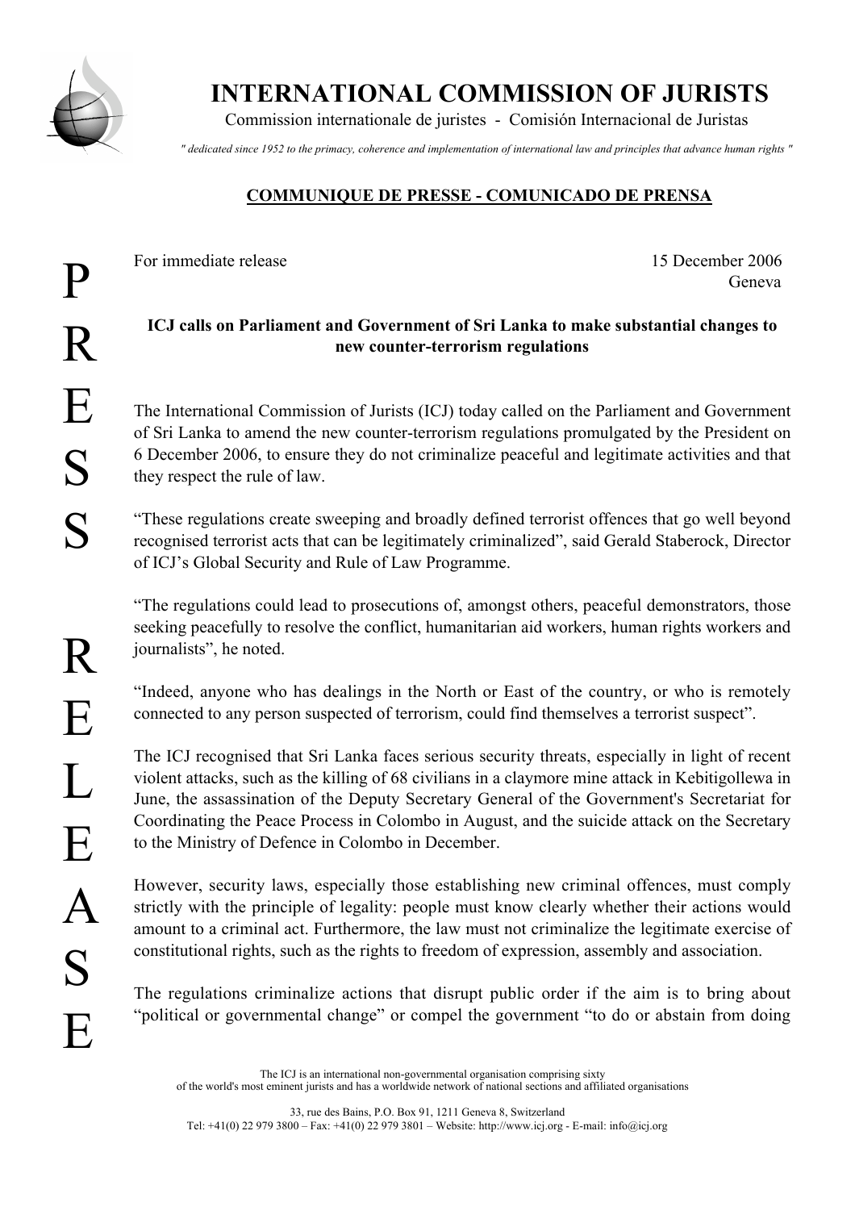# INTERNATIONAL COMMISSION OF JURISTS

Commission internationale de juristes - Comisión Internacional de Juristas

*" dedicated since 1952 to the primacy, coherence and implementation of international law and principles that advance human rights "*

**COMMUNIQUE DE PRESSE - COMUNICADO DE PRENSA**

PRESS RELEASE

For immediate release

15 December 2006
Geneva

**ICJ calls on Parliament and Government of Sri Lanka to make substantial changes to new counter-terrorism regulations**

The International Commission of Jurists (ICJ) today called on the Parliament and Government of Sri Lanka to amend the new counter-terrorism regulations promulgated by the President on 6 December 2006, to ensure they do not criminalize peaceful and legitimate activities and that they respect the rule of law.

"These regulations create sweeping and broadly defined terrorist offences that go well beyond recognised terrorist acts that can be legitimately criminalized", said Gerald Staberock, Director of ICJ's Global Security and Rule of Law Programme.

"The regulations could lead to prosecutions of, amongst others, peaceful demonstrators, those seeking peacefully to resolve the conflict, humanitarian aid workers, human rights workers and journalists", he noted.

"Indeed, anyone who has dealings in the North or East of the country, or who is remotely connected to any person suspected of terrorism, could find themselves a terrorist suspect".

The ICJ recognised that Sri Lanka faces serious security threats, especially in light of recent violent attacks, such as the killing of 68 civilians in a claymore mine attack in Kebitigollewa in June, the assassination of the Deputy Secretary General of the Government's Secretariat for Coordinating the Peace Process in Colombo in August, and the suicide attack on the Secretary to the Ministry of Defence in Colombo in December.

However, security laws, especially those establishing new criminal offences, must comply strictly with the principle of legality: people must know clearly whether their actions would amount to a criminal act. Furthermore, the law must not criminalize the legitimate exercise of constitutional rights, such as the rights to freedom of expression, assembly and association.

The regulations criminalize actions that disrupt public order if the aim is to bring about "political or governmental change" or compel the government "to do or abstain from doing

The ICJ is an international non-governmental organisation comprising sixty of the world's most eminent jurists and has a worldwide network of national sections and affiliated organisations

33, rue des Bains, P.O. Box 91, 1211 Geneva 8, Switzerland
Tel: +41(0) 22 979 3800 – Fax: +41(0) 22 979 3801 – Website: http://www.icj.org - E-mail: info@icj.org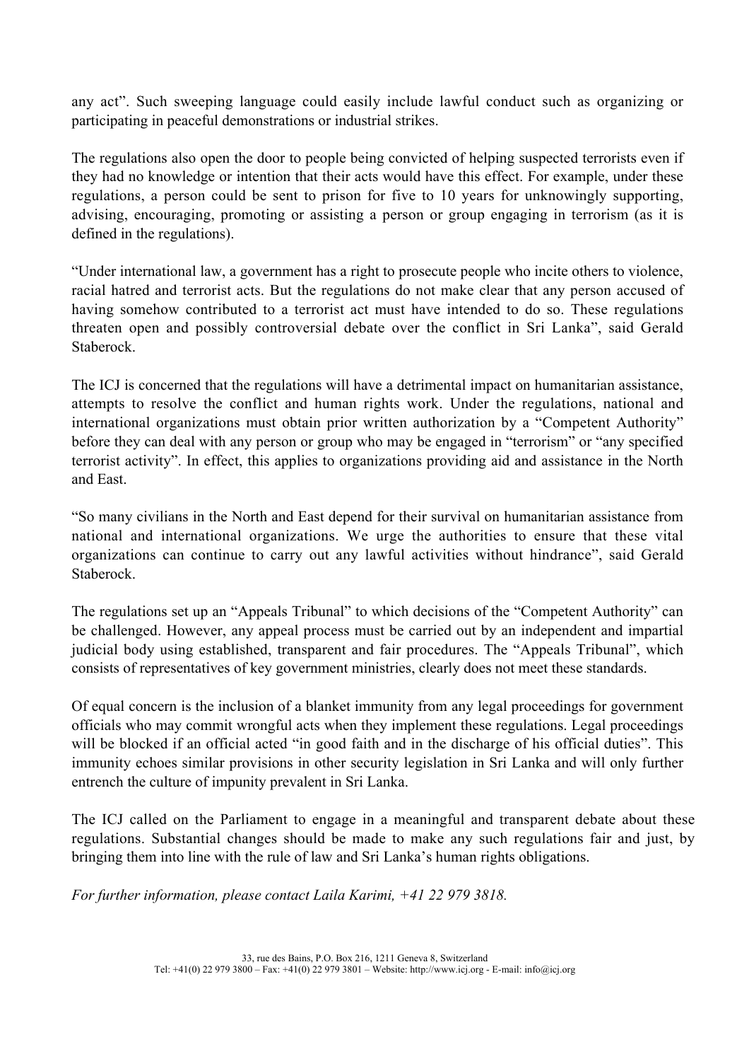any act". Such sweeping language could easily include lawful conduct such as organizing or participating in peaceful demonstrations or industrial strikes.

The regulations also open the door to people being convicted of helping suspected terrorists even if they had no knowledge or intention that their acts would have this effect. For example, under these regulations, a person could be sent to prison for five to 10 years for unknowingly supporting, advising, encouraging, promoting or assisting a person or group engaging in terrorism (as it is defined in the regulations).

"Under international law, a government has a right to prosecute people who incite others to violence, racial hatred and terrorist acts. But the regulations do not make clear that any person accused of having somehow contributed to a terrorist act must have intended to do so. These regulations threaten open and possibly controversial debate over the conflict in Sri Lanka", said Gerald Staberock.

The ICJ is concerned that the regulations will have a detrimental impact on humanitarian assistance, attempts to resolve the conflict and human rights work. Under the regulations, national and international organizations must obtain prior written authorization by a "Competent Authority" before they can deal with any person or group who may be engaged in "terrorism" or "any specified terrorist activity". In effect, this applies to organizations providing aid and assistance in the North and East.

"So many civilians in the North and East depend for their survival on humanitarian assistance from national and international organizations. We urge the authorities to ensure that these vital organizations can continue to carry out any lawful activities without hindrance", said Gerald Staberock.

The regulations set up an "Appeals Tribunal" to which decisions of the "Competent Authority" can be challenged. However, any appeal process must be carried out by an independent and impartial judicial body using established, transparent and fair procedures. The "Appeals Tribunal", which consists of representatives of key government ministries, clearly does not meet these standards.

Of equal concern is the inclusion of a blanket immunity from any legal proceedings for government officials who may commit wrongful acts when they implement these regulations. Legal proceedings will be blocked if an official acted "in good faith and in the discharge of his official duties". This immunity echoes similar provisions in other security legislation in Sri Lanka and will only further entrench the culture of impunity prevalent in Sri Lanka.

The ICJ called on the Parliament to engage in a meaningful and transparent debate about these regulations. Substantial changes should be made to make any such regulations fair and just, by bringing them into line with the rule of law and Sri Lanka's human rights obligations.

*For further information, please contact Laila Karimi, +41 22 979 3818.*

33, rue des Bains, P.O. Box 216, 1211 Geneva 8, Switzerland
Tel: +41(0) 22 979 3800 – Fax: +41(0) 22 979 3801 – Website: http://www.icj.org - E-mail: info@icj.org